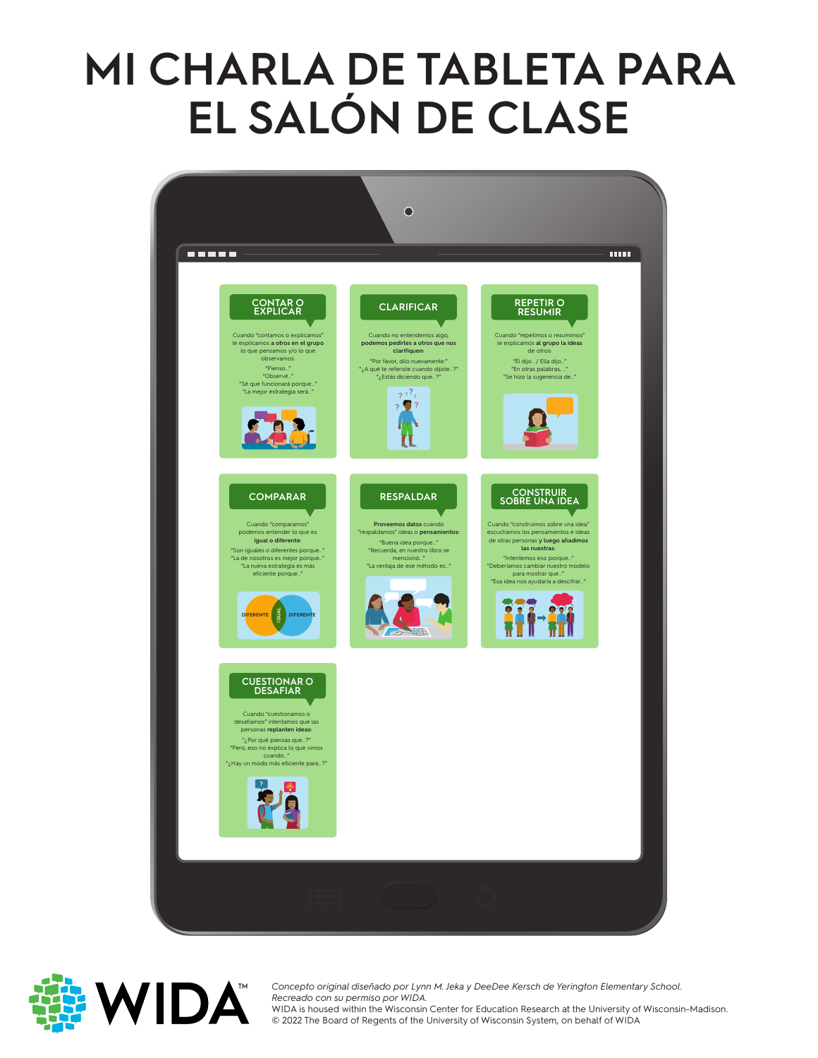# MI CHARLA DE TABLETA PARA EL SALÓN DE CLASE

## CONTAR O EXPLICAR

Cuando "contamos o explicamos" le explicamos **a otros en el grupo** lo que pensamos y/o lo que observamos:

"Pienso..."
"Observé..."
"Sé que funcionará porque..."
"La mejor estrategia será..."

## CLARIFICAR

Cuando no entendemos algo, **podemos pedirles a otros que nos clarifiquen:**

"Por favor, dilo nuevamente."
"¿A qué te referiste cuando dijiste...?"
"¿Estás diciendo que...?"

## REPETIR O RESUMIR

Cuando "repetimos o resumimos" le explicamos **al grupo la ideas** de otros:

"Él dijo... / Ella dijo..."
"En otras palabras, ..."
"Se hizo la sugerencia de..."

## COMPARAR

Cuando "comparamos" podemos entender lo que es **igual o diferente:**

"Son iguales o diferentes porque..."
"La de nosotros es mejor porque..."
"La nueva estrategia es más eficiente porque..."

DIFERENTE | IGUAL | DIFERENTE

## RESPALDAR

**Proveemos datos** cuando "respaldamos" ideas o **pensamientos:**

"Buena idea porque..."
"Recuerda, en nuestro libro se mencionó..."
"La ventaja de ese método es..."

## CONSTRUIR SOBRE UNA IDEA

Cuando "construimos sobre una idea" escuchamos los pensamientos e ideas de otras personas **y luego añadimos las nuestras:**

"Intentemos eso porque..."
"Deberíamos cambiar nuestro modelo para mostrar que..."
"Esa idea nos ayudaría a descifrar..."

## CUESTIONAR O DESAFIAR

Cuando "cuestionamos o desafiamos" intentamos que las personas **replanten ideas:**

"¿Por qué piensas que...?"
"Pero, eso no explica lo que vimos cuando..."
"¿Hay un modo más eficiente para...?"

---

WIDA™

*Concepto original diseñado por Lynn M. Jeka y DeeDee Kersch de Yerington Elementary School.*
*Recreado con su permiso por WIDA.*
WIDA is housed within the Wisconsin Center for Education Research at the University of Wisconsin-Madison.
© 2022 The Board of Regents of the University of Wisconsin System, on behalf of WIDA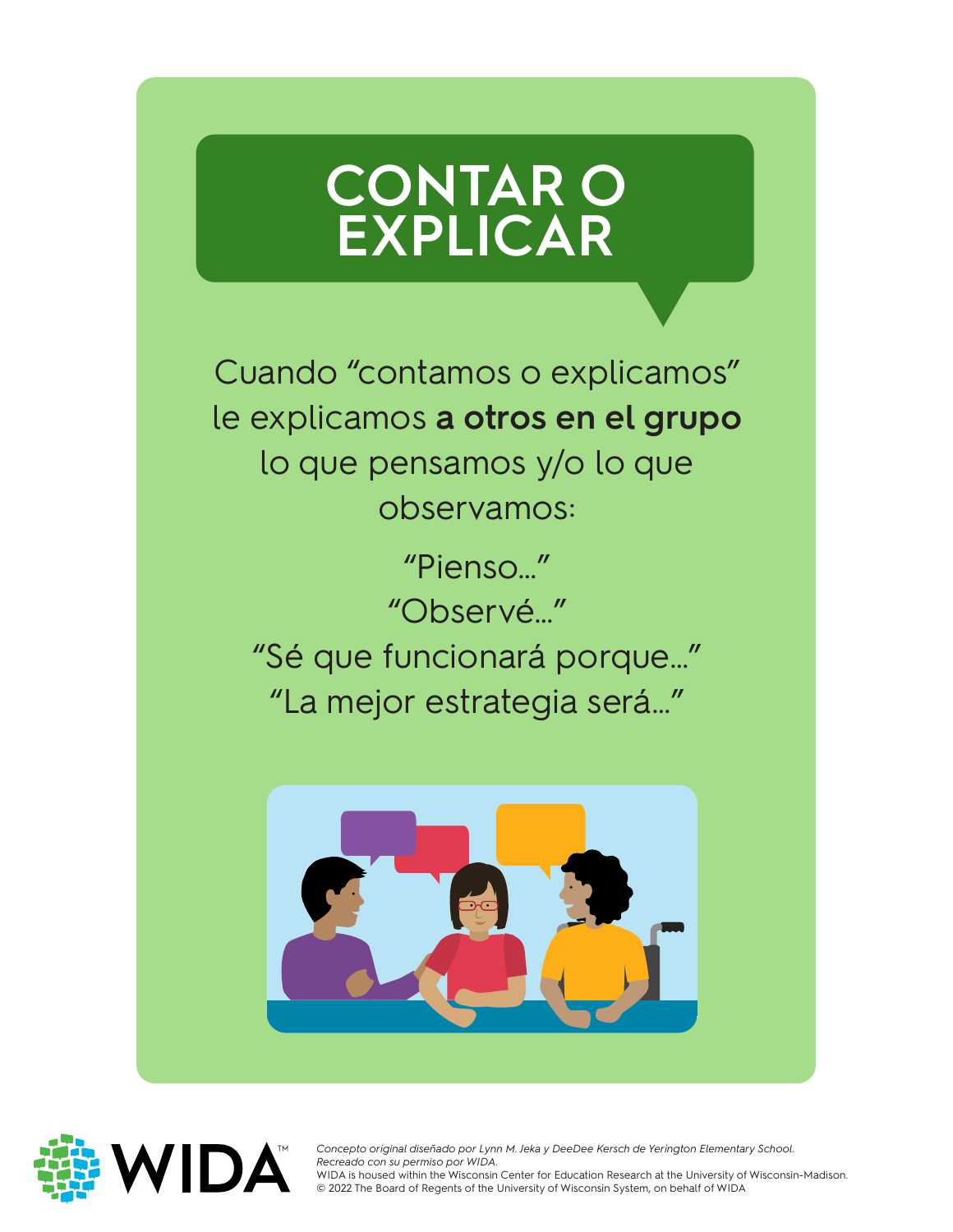# CONTAR O EXPLICAR

Cuando "contamos o explicamos" le explicamos **a otros en el grupo** lo que pensamos y/o lo que observamos:

"Pienso..."
"Observé..."
"Sé que funcionará porque..."
"La mejor estrategia será..."

WIDA™

*Concepto original diseñado por Lynn M. Jeka y DeeDee Kersch de Yerington Elementary School.*
*Recreado con su permiso por WIDA.*
WIDA is housed within the Wisconsin Center for Education Research at the University of Wisconsin-Madison.
© 2022 The Board of Regents of the University of Wisconsin System, on behalf of WIDA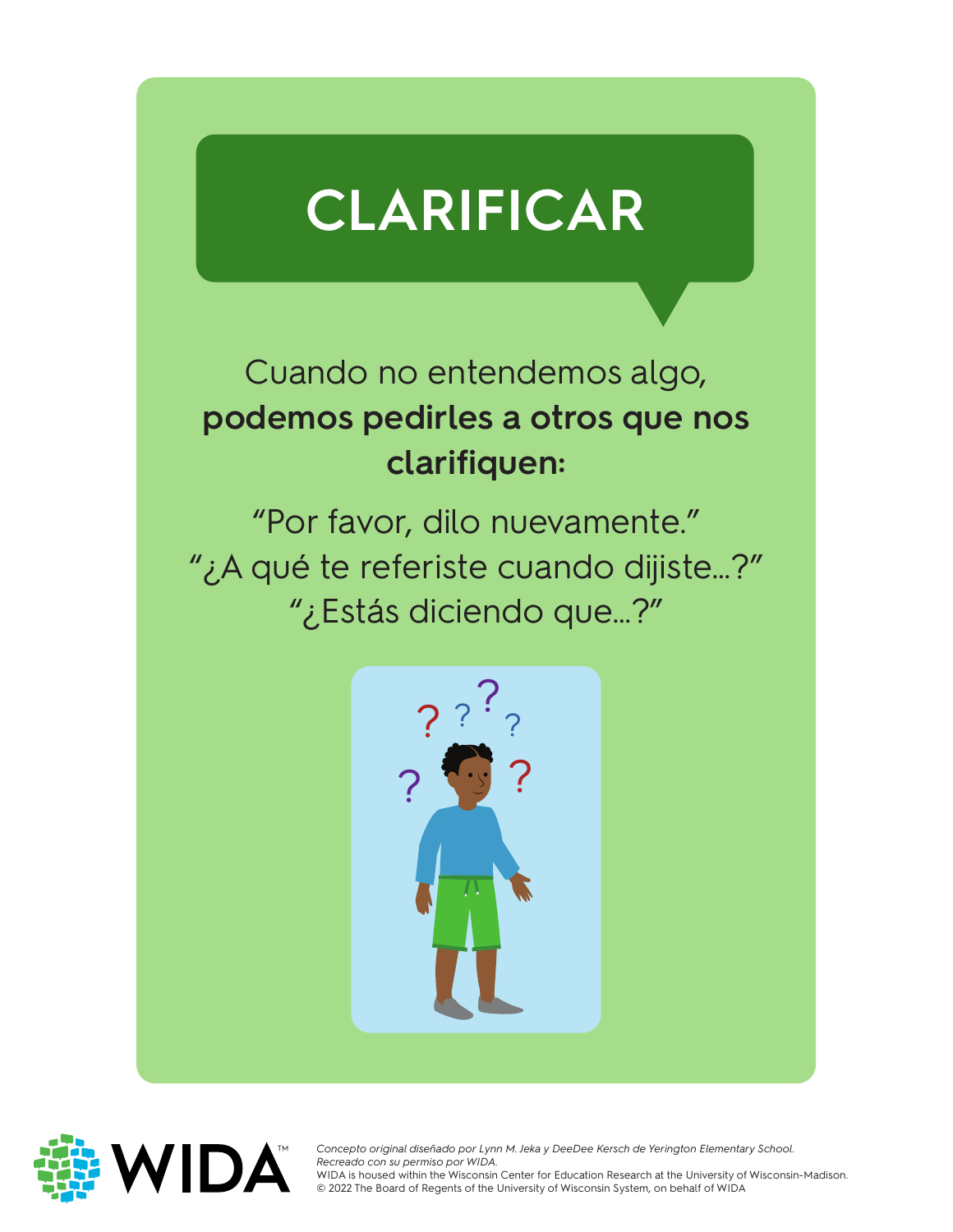# CLARIFICAR

Cuando no entendemos algo, **podemos pedirles a otros que nos clarifiquen:**

"Por favor, dilo nuevamente."
"¿A qué te referiste cuando dijiste...?"
"¿Estás diciendo que...?"

WIDA™

*Concepto original diseñado por Lynn M. Jeka y DeeDee Kersch de Yerington Elementary School.*
*Recreado con su permiso por WIDA.*
WIDA is housed within the Wisconsin Center for Education Research at the University of Wisconsin-Madison.
© 2022 The Board of Regents of the University of Wisconsin System, on behalf of WIDA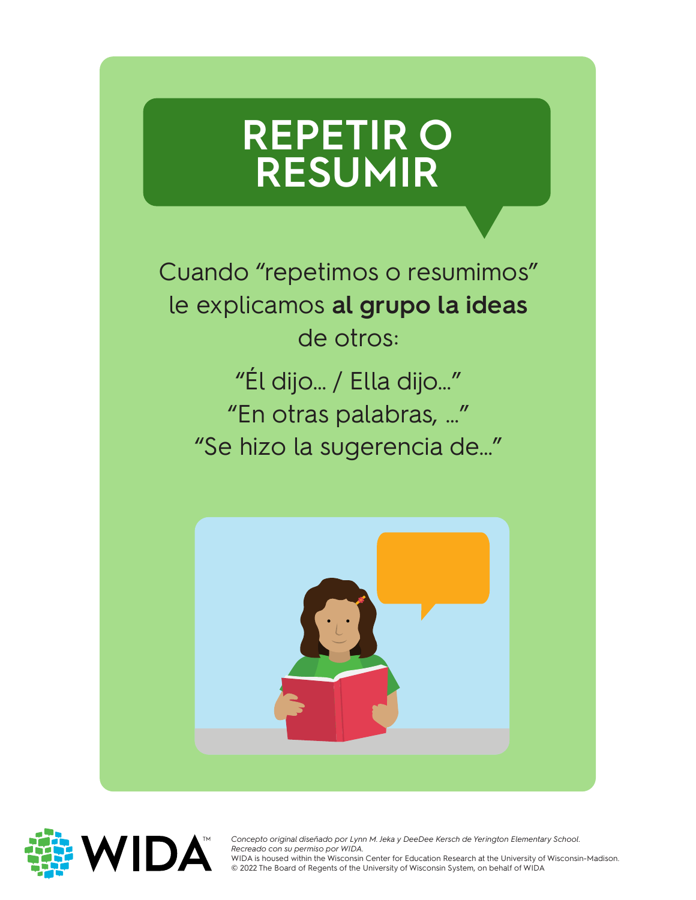# REPETIR O RESUMIR

Cuando “repetimos o resumimos” le explicamos **al grupo la ideas** de otros:

“Él dijo… / Ella dijo…”
“En otras palabras, …”
“Se hizo la sugerencia de…”

*Concepto original diseñado por Lynn M. Jeka y DeeDee Kersch de Yerington Elementary School.*
*Recreado con su permiso por WIDA.*
WIDA is housed within the Wisconsin Center for Education Research at the University of Wisconsin-Madison.
© 2022 The Board of Regents of the University of Wisconsin System, on behalf of WIDA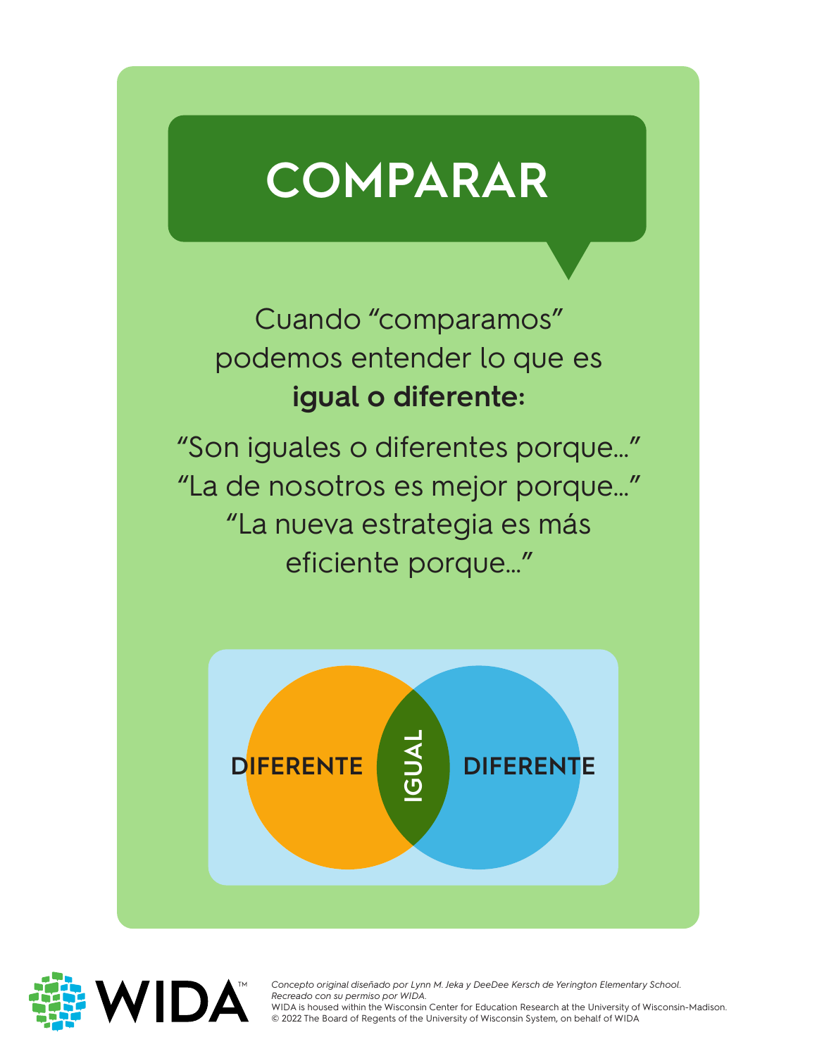# COMPARAR

Cuando "comparamos" podemos entender lo que es **igual o diferente:**

"Son iguales o diferentes porque..."
"La de nosotros es mejor porque..."
"La nueva estrategia es más eficiente porque..."

DIFERENTE | IGUAL | DIFERENTE

*Concepto original diseñado por Lynn M. Jeka y DeeDee Kersch de Yerington Elementary School. Recreado con su permiso por WIDA.*
WIDA is housed within the Wisconsin Center for Education Research at the University of Wisconsin-Madison.
© 2022 The Board of Regents of the University of Wisconsin System, on behalf of WIDA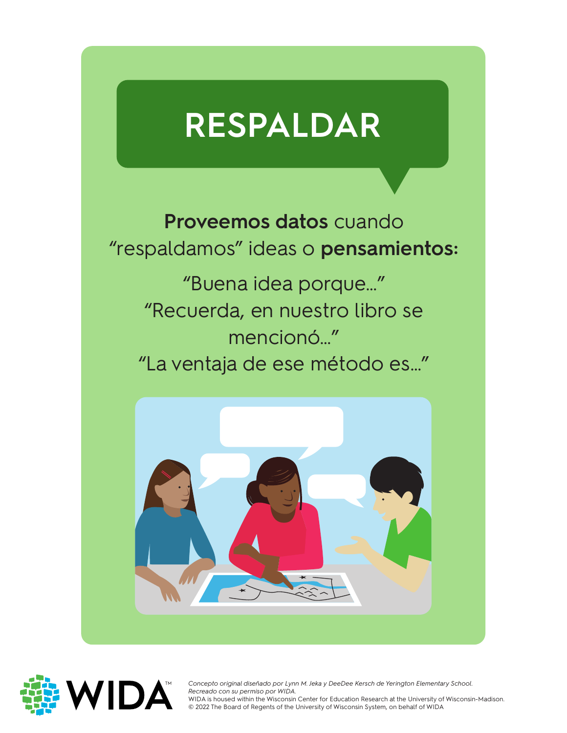# RESPALDAR

**Proveemos datos** cuando "respaldamos" ideas o **pensamientos:**

"Buena idea porque..."
"Recuerda, en nuestro libro se mencionó..."
"La ventaja de ese método es..."

*Concepto original diseñado por Lynn M. Jeka y DeeDee Kersch de Yerington Elementary School.*
*Recreado con su permiso por WIDA.*
WIDA is housed within the Wisconsin Center for Education Research at the University of Wisconsin-Madison.
© 2022 The Board of Regents of the University of Wisconsin System, on behalf of WIDA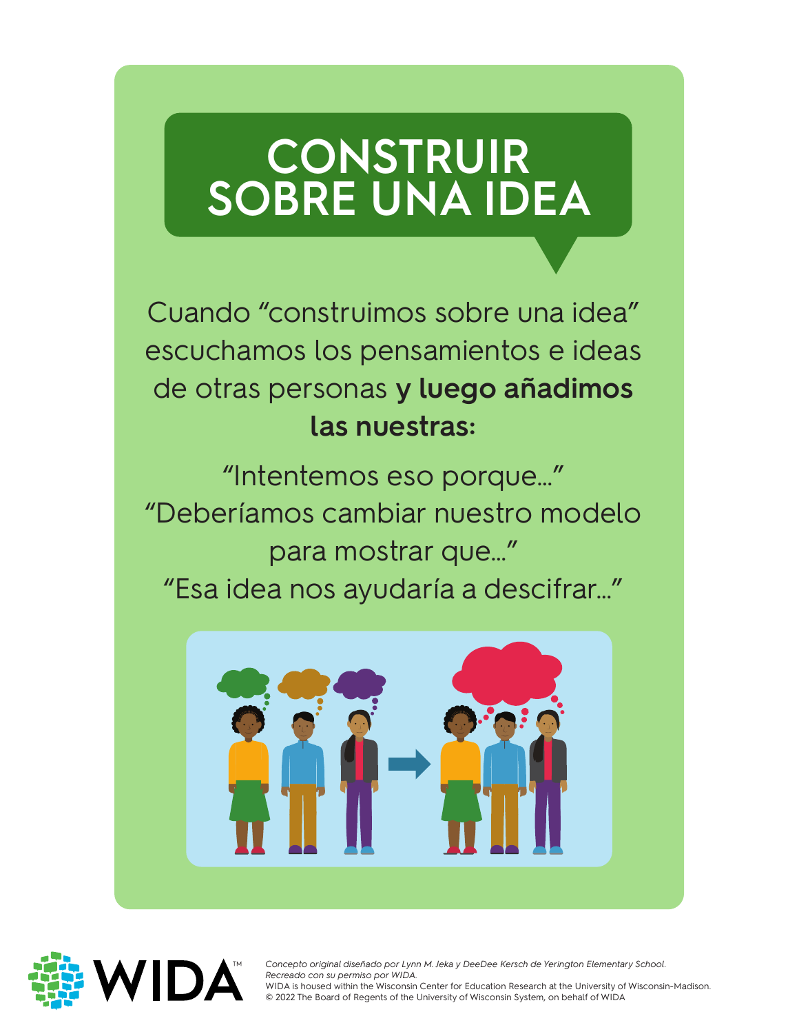# CONSTRUIR SOBRE UNA IDEA

Cuando "construimos sobre una idea" escuchamos los pensamientos e ideas de otras personas **y luego añadimos las nuestras:**

"Intentemos eso porque…"
"Deberíamos cambiar nuestro modelo para mostrar que…"
"Esa idea nos ayudaría a descifrar…"

*Concepto original diseñado por Lynn M. Jeka y DeeDee Kersch de Yerington Elementary School. Recreado con su permiso por WIDA.*
WIDA is housed within the Wisconsin Center for Education Research at the University of Wisconsin-Madison.
© 2022 The Board of Regents of the University of Wisconsin System, on behalf of WIDA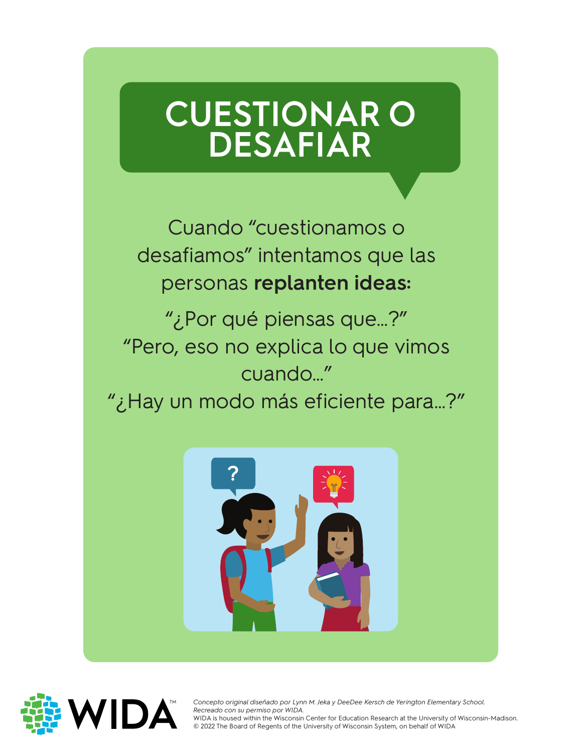# CUESTIONAR O DESAFIAR

Cuando “cuestionamos o desafiamos” intentamos que las personas **replanten ideas:**

“¿Por qué piensas que...?”
“Pero, eso no explica lo que vimos cuando...”
“¿Hay un modo más eficiente para...?”

*Concepto original diseñado por Lynn M. Jeka y DeeDee Kersch de Yerington Elementary School.*
*Recreado con su permiso por WIDA.*
WIDA is housed within the Wisconsin Center for Education Research at the University of Wisconsin-Madison.
© 2022 The Board of Regents of the University of Wisconsin System, on behalf of WIDA